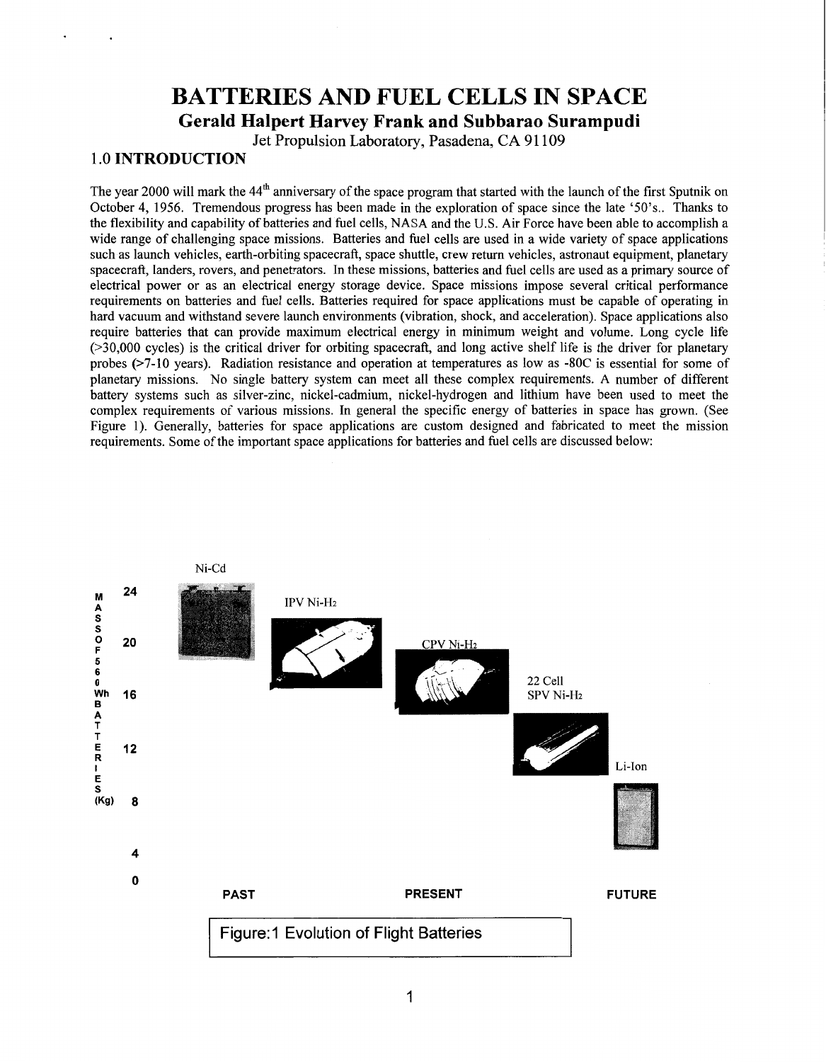# BATTERIES AND FUEL CELLS IN SPACE

## Gerald Halpert Harvey Frank and Subbarao Surampudi

Jet Propulsion Laboratory, Pasadena, CA 91109

## 1.0 INTRODUCTION

The year 2000 will mark the 44th anniversary of the space program that started with the launch of the first Sputnik on October 4, 1956. Tremendous progress has been made in the exploration of space since the late '50's.. Thanks to the flexibility and capability of batteries and fuel cells, NASA and the U.S. Air Force have been able to accomplish a wide range of challenging space missions. Batteries and fuel cells are used in a wide variety of space applications such as launch vehicles, earth-orbiting spacecraft, space shuttle, crew return vehicles, astronaut equipment, planetary spacecraft, landers, rovers, and penetrators. In these missions, batteries and fuel cells are used as a primary source of electrical power or as an electrical energy storage device. Space missions impose several critical performance requirements on batteries and fuel cells. Batteries required for space applications must be capable of operating in hard vacuum and withstand severe launch environments (vibration, shock, and acceleration). Space applications also require batteries that can provide maximum electrical energy in minimum weight and volume. Long cycle life (>30,000 cycles) is the critical driver for orbiting spacecraft, and long active shelf life is the driver for planetary probes (>7-10 years). Radiation resistance and operation at temperatures as low as -80C is essential for some of planetary missions. No single battery system can meet all these complex requirements. A number of different battery systems such as silver-zinc, nickel-cadmium, nickel-hydrogen and lithium have been used to meet the complex requirements of various missions. In general the specific energy of batteries in space has grown. (See Figure 1). Generally, batteries for space applications are custom designed and fabricated to meet the mission requirements. Some of the important space applications for batteries and fuel cells are discussed below:

Figure:1 Evolution of Flight Batteries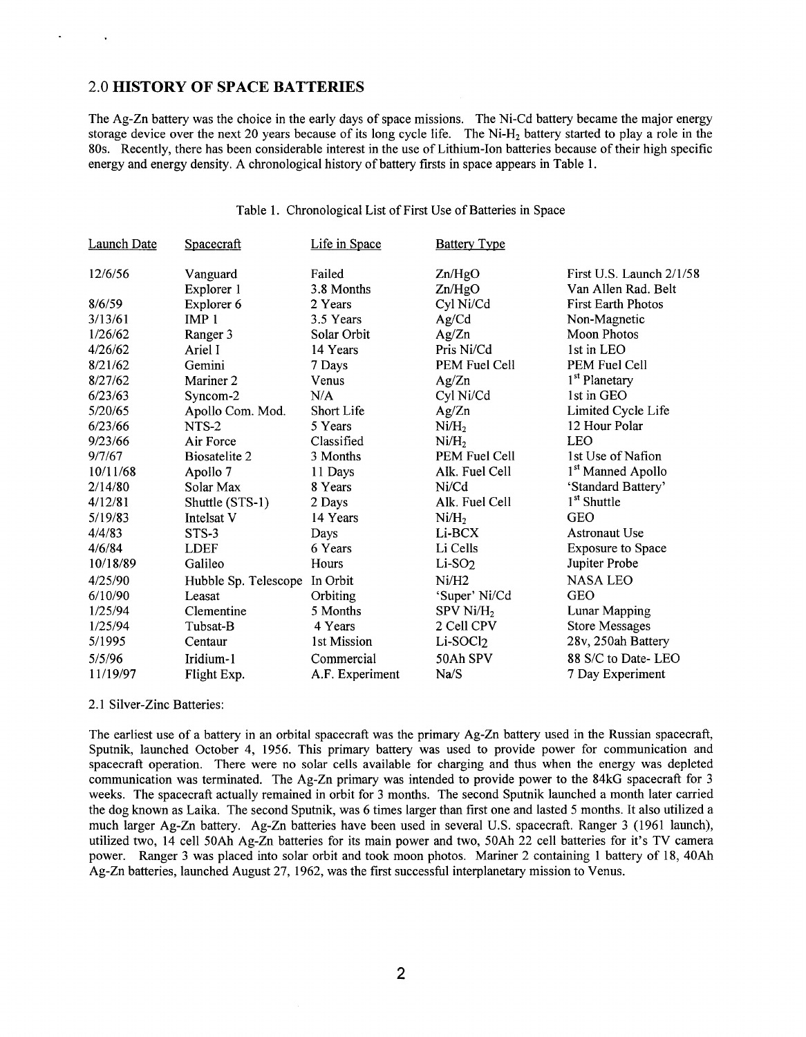## 2.0 **HISTORY OF SPACE BATTERIES**

The Ag-Zn battery was the choice in the early days of space missions. The Ni-Cd battery became the major energy storage device over the next 20 years because of its long cycle life. The Ni-$H_2$ battery started to play a role in the 80s. Recently, there has been considerable interest in the use of Lithium-Ion batteries because of their high specific energy and energy density. A chronological history of battery firsts in space appears in Table 1.

Table 1. Chronological List of First Use of Batteries in Space

| Launch Date | Spacecraft | Life in Space | Battery Type | |
|---|---|---|---|---|
| 12/6/56 | Vanguard | Failed | Zn/HgO | First U.S. Launch 2/1/58 |
| | Explorer 1 | 3.8 Months | Zn/HgO | Van Allen Rad. Belt |
| 8/6/59 | Explorer 6 | 2 Years | Cyl Ni/Cd | First Earth Photos |
| 3/13/61 | IMP 1 | 3.5 Years | Ag/Cd | Non-Magnetic |
| 1/26/62 | Ranger 3 | Solar Orbit | Ag/Zn | Moon Photos |
| 4/26/62 | Ariel I | 14 Years | Pris Ni/Cd | 1st in LEO |
| 8/21/62 | Gemini | 7 Days | PEM Fuel Cell | PEM Fuel Cell |
| 8/27/62 | Mariner 2 | Venus | Ag/Zn | 1st Planetary |
| 6/23/63 | Syncom-2 | N/A | Cyl Ni/Cd | 1st in GEO |
| 5/20/65 | Apollo Com. Mod. | Short Life | Ag/Zn | Limited Cycle Life |
| 6/23/66 | NTS-2 | 5 Years | Ni/$H_2$ | 12 Hour Polar |
| 9/23/66 | Air Force | Classified | Ni/$H_2$ | LEO |
| 9/7/67 | Biosatelite 2 | 3 Months | PEM Fuel Cell | 1st Use of Nafion |
| 10/11/68 | Apollo 7 | 11 Days | Alk. Fuel Cell | 1st Manned Apollo |
| 2/14/80 | Solar Max | 8 Years | Ni/Cd | 'Standard Battery' |
| 4/12/81 | Shuttle (STS-1) | 2 Days | Alk. Fuel Cell | 1st Shuttle |
| 5/19/83 | Intelsat V | 14 Years | Ni/$H_2$ | GEO |
| 4/4/83 | STS-3 | Days | Li-BCX | Astronaut Use |
| 4/6/84 | LDEF | 6 Years | Li Cells | Exposure to Space |
| 10/18/89 | Galileo | Hours | Li-$SO_2$ | Jupiter Probe |
| 4/25/90 | Hubble Sp. Telescope | In Orbit | Ni/H2 | NASA LEO |
| 6/10/90 | Leasat | Orbiting | 'Super' Ni/Cd | GEO |
| 1/25/94 | Clementine | 5 Months | SPV Ni/$H_2$ | Lunar Mapping |
| 1/25/94 | Tubsat-B | 4 Years | 2 Cell CPV | Store Messages |
| 5/1995 | Centaur | 1st Mission | Li-$SOCl_2$ | 28v, 250ah Battery |
| 5/5/96 | Iridium-1 | Commercial | 50Ah SPV | 88 S/C to Date- LEO |
| 11/19/97 | Flight Exp. | A.F. Experiment | Na/S | 7 Day Experiment |

2.1 Silver-Zinc Batteries:

The earliest use of a battery in an orbital spacecraft was the primary Ag-Zn battery used in the Russian spacecraft, Sputnik, launched October 4, 1956. This primary battery was used to provide power for communication and spacecraft operation. There were no solar cells available for charging and thus when the energy was depleted communication was terminated. The Ag-Zn primary was intended to provide power to the 84kG spacecraft for 3 weeks. The spacecraft actually remained in orbit for 3 months. The second Sputnik launched a month later carried the dog known as Laika. The second Sputnik, was 6 times larger than first one and lasted 5 months. It also utilized a much larger Ag-Zn battery. Ag-Zn batteries have been used in several U.S. spacecraft. Ranger 3 (1961 launch), utilized two, 14 cell 50Ah Ag-Zn batteries for its main power and two, 50Ah 22 cell batteries for it's TV camera power. Ranger 3 was placed into solar orbit and took moon photos. Mariner 2 containing 1 battery of 18, 40Ah Ag-Zn batteries, launched August 27, 1962, was the first successful interplanetary mission to Venus.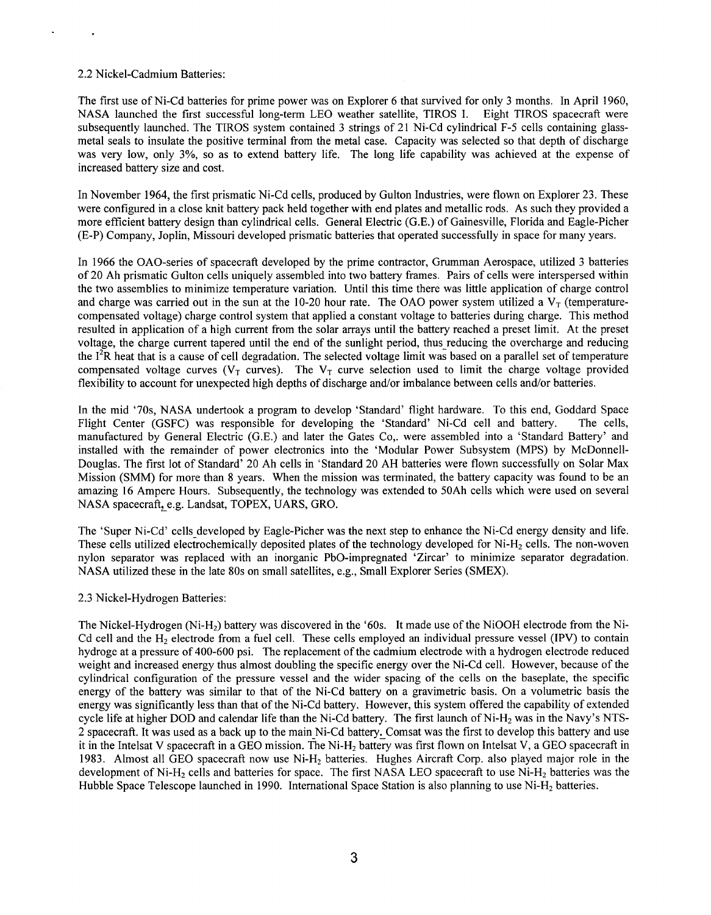2.2 Nickel-Cadmium Batteries:

The first use of Ni-Cd batteries for prime power was on Explorer 6 that survived for only 3 months. In April 1960, NASA launched the first successful long-term LEO weather satellite, TIROS I. Eight TIROS spacecraft were subsequently launched. The TIROS system contained 3 strings of 21 Ni-Cd cylindrical F-5 cells containing glass-metal seals to insulate the positive terminal from the metal case. Capacity was selected so that depth of discharge was very low, only 3%, so as to extend battery life. The long life capability was achieved at the expense of increased battery size and cost.

In November 1964, the first prismatic Ni-Cd cells, produced by Gulton Industries, were flown on Explorer 23. These were configured in a close knit battery pack held together with end plates and metallic rods. As such they provided a more efficient battery design than cylindrical cells. General Electric (G.E.) of Gainesville, Florida and Eagle-Picher (E-P) Company, Joplin, Missouri developed prismatic batteries that operated successfully in space for many years.

In 1966 the OAO-series of spacecraft developed by the prime contractor, Grumman Aerospace, utilized 3 batteries of 20 Ah prismatic Gulton cells uniquely assembled into two battery frames. Pairs of cells were interspersed within the two assemblies to minimize temperature variation. Until this time there was little application of charge control and charge was carried out in the sun at the 10-20 hour rate. The OAO power system utilized a $V_T$ (temperature-compensated voltage) charge control system that applied a constant voltage to batteries during charge. This method resulted in application of a high current from the solar arrays until the battery reached a preset limit. At the preset voltage, the charge current tapered until the end of the sunlight period, thus reducing the overcharge and reducing the $I^2R$ heat that is a cause of cell degradation. The selected voltage limit was based on a parallel set of temperature compensated voltage curves ($V_T$ curves). The $V_T$ curve selection used to limit the charge voltage provided flexibility to account for unexpected high depths of discharge and/or imbalance between cells and/or batteries.

In the mid '70s, NASA undertook a program to develop 'Standard' flight hardware. To this end, Goddard Space Flight Center (GSFC) was responsible for developing the 'Standard' Ni-Cd cell and battery. The cells, manufactured by General Electric (G.E.) and later the Gates Co,. were assembled into a 'Standard Battery' and installed with the remainder of power electronics into the 'Modular Power Subsystem (MPS) by McDonnell-Douglas. The first lot of Standard' 20 Ah cells in 'Standard 20 AH batteries were flown successfully on Solar Max Mission (SMM) for more than 8 years. When the mission was terminated, the battery capacity was found to be an amazing 16 Ampere Hours. Subsequently, the technology was extended to 50Ah cells which were used on several NASA spacecraft, e.g. Landsat, TOPEX, UARS, GRO.

The 'Super Ni-Cd' cells developed by Eagle-Picher was the next step to enhance the Ni-Cd energy density and life. These cells utilized electrochemically deposited plates of the technology developed for Ni-$H_2$ cells. The non-woven nylon separator was replaced with an inorganic PbO-impregnated 'Zircar' to minimize separator degradation. NASA utilized these in the late 80s on small satellites, e.g., Small Explorer Series (SMEX).

2.3 Nickel-Hydrogen Batteries:

The Nickel-Hydrogen (Ni-$H_2$) battery was discovered in the '60s. It made use of the NiOOH electrode from the Ni-Cd cell and the $H_2$ electrode from a fuel cell. These cells employed an individual pressure vessel (IPV) to contain hydroge at a pressure of 400-600 psi. The replacement of the cadmium electrode with a hydrogen electrode reduced weight and increased energy thus almost doubling the specific energy over the Ni-Cd cell. However, because of the cylindrical configuration of the pressure vessel and the wider spacing of the cells on the baseplate, the specific energy of the battery was similar to that of the Ni-Cd battery on a gravimetric basis. On a volumetric basis the energy was significantly less than that of the Ni-Cd battery. However, this system offered the capability of extended cycle life at higher DOD and calendar life than the Ni-Cd battery. The first launch of Ni-$H_2$ was in the Navy's NTS-2 spacecraft. It was used as a back up to the main Ni-Cd battery. Comsat was the first to develop this battery and use it in the Intelsat V spacecraft in a GEO mission. The Ni-$H_2$ battery was first flown on Intelsat V, a GEO spacecraft in 1983. Almost all GEO spacecraft now use Ni-$H_2$ batteries. Hughes Aircraft Corp. also played major role in the development of Ni-$H_2$ cells and batteries for space. The first NASA LEO spacecraft to use Ni-$H_2$ batteries was the Hubble Space Telescope launched in 1990. International Space Station is also planning to use Ni-$H_2$ batteries.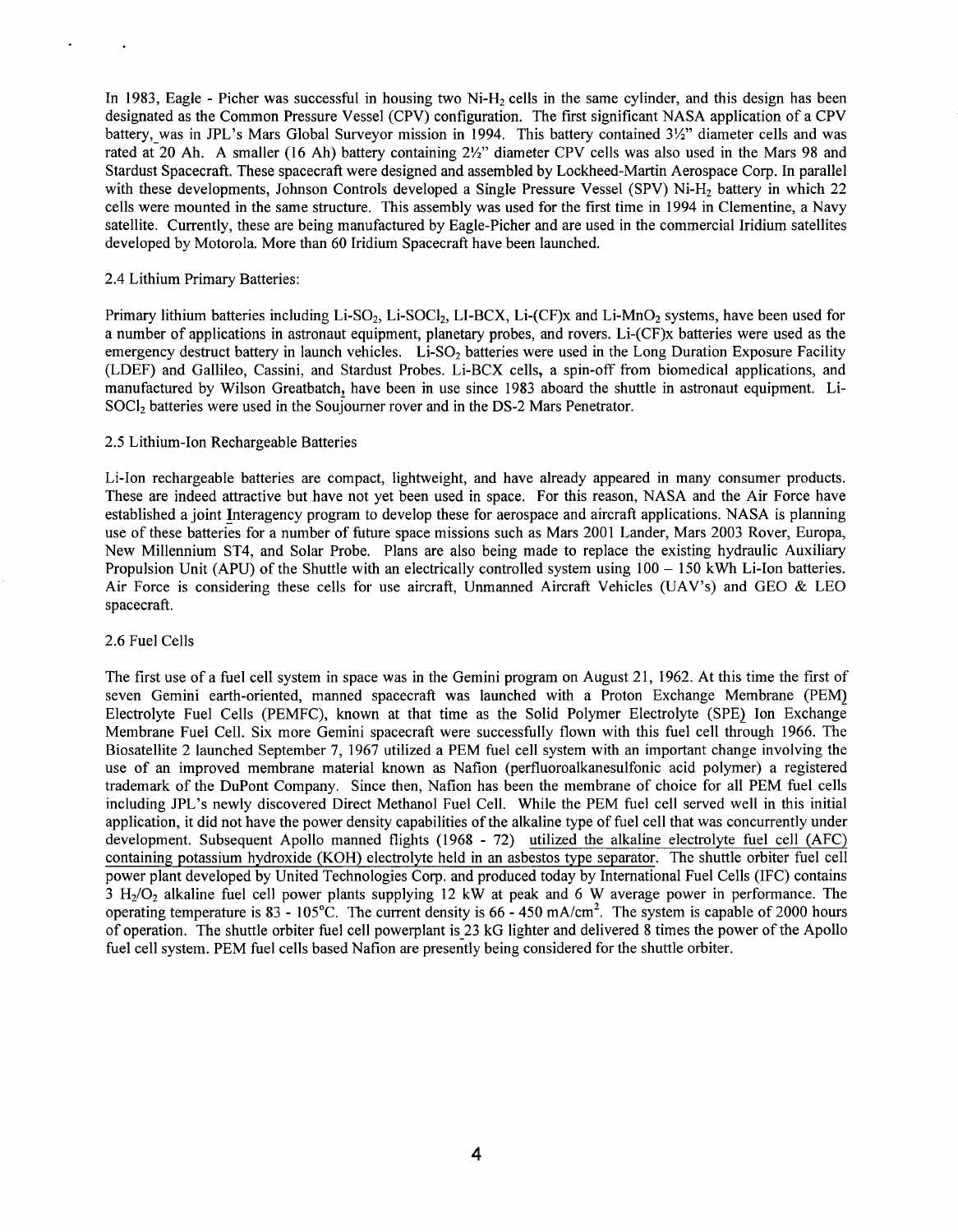In 1983, Eagle - Picher was successful in housing two Ni-$H_2$ cells in the same cylinder, and this design has been designated as the Common Pressure Vessel (CPV) configuration. The first significant NASA application of a CPV battery, was in JPL's Mars Global Surveyor mission in 1994. This battery contained 3½" diameter cells and was rated at 20 Ah. A smaller (16 Ah) battery containing 2½" diameter CPV cells was also used in the Mars 98 and Stardust Spacecraft. These spacecraft were designed and assembled by Lockheed-Martin Aerospace Corp. In parallel with these developments, Johnson Controls developed a Single Pressure Vessel (SPV) Ni-$H_2$ battery in which 22 cells were mounted in the same structure. This assembly was used for the first time in 1994 in Clementine, a Navy satellite. Currently, these are being manufactured by Eagle-Picher and are used in the commercial Iridium satellites developed by Motorola. More than 60 Iridium Spacecraft have been launched.

2.4 Lithium Primary Batteries:

Primary lithium batteries including Li-$SO_2$, Li-$SOCl_2$, LI-BCX, Li-(CF)x and Li-$MnO_2$ systems, have been used for a number of applications in astronaut equipment, planetary probes, and rovers. Li-(CF)x batteries were used as the emergency destruct battery in launch vehicles. Li-$SO_2$ batteries were used in the Long Duration Exposure Facility (LDEF) and Gallileo, Cassini, and Stardust Probes. Li-BCX cells, a spin-off from biomedical applications, and manufactured by Wilson Greatbatch, have been in use since 1983 aboard the shuttle in astronaut equipment. Li-$SOCl_2$ batteries were used in the Soujourner rover and in the DS-2 Mars Penetrator.

2.5 Lithium-Ion Rechargeable Batteries

Li-Ion rechargeable batteries are compact, lightweight, and have already appeared in many consumer products. These are indeed attractive but have not yet been used in space. For this reason, NASA and the Air Force have established a joint Interagency program to develop these for aerospace and aircraft applications. NASA is planning use of these batteries for a number of future space missions such as Mars 2001 Lander, Mars 2003 Rover, Europa, New Millennium ST4, and Solar Probe. Plans are also being made to replace the existing hydraulic Auxiliary Propulsion Unit (APU) of the Shuttle with an electrically controlled system using 100 – 150 kWh Li-Ion batteries. Air Force is considering these cells for use aircraft, Unmanned Aircraft Vehicles (UAV's) and GEO & LEO spacecraft.

2.6 Fuel Cells

The first use of a fuel cell system in space was in the Gemini program on August 21, 1962. At this time the first of seven Gemini earth-oriented, manned spacecraft was launched with a Proton Exchange Membrane (PEM) Electrolyte Fuel Cells (PEMFC), known at that time as the Solid Polymer Electrolyte (SPE) Ion Exchange Membrane Fuel Cell. Six more Gemini spacecraft were successfully flown with this fuel cell through 1966. The Biosatellite 2 launched September 7, 1967 utilized a PEM fuel cell system with an important change involving the use of an improved membrane material known as Nafion (perfluoroalkanesulfonic acid polymer) a registered trademark of the DuPont Company. Since then, Nafion has been the membrane of choice for all PEM fuel cells including JPL's newly discovered Direct Methanol Fuel Cell. While the PEM fuel cell served well in this initial application, it did not have the power density capabilities of the alkaline type of fuel cell that was concurrently under development. Subsequent Apollo manned flights (1968 - 72) utilized the alkaline electrolyte fuel cell (AFC) containing potassium hydroxide (KOH) electrolyte held in an asbestos type separator. The shuttle orbiter fuel cell power plant developed by United Technologies Corp. and produced today by International Fuel Cells (IFC) contains 3 $H_2/O_2$ alkaline fuel cell power plants supplying 12 kW at peak and 6 W average power in performance. The operating temperature is 83 - 105°C. The current density is 66 - 450 mA/$cm^2$. The system is capable of 2000 hours of operation. The shuttle orbiter fuel cell powerplant is 23 kG lighter and delivered 8 times the power of the Apollo fuel cell system. PEM fuel cells based Nafion are presently being considered for the shuttle orbiter.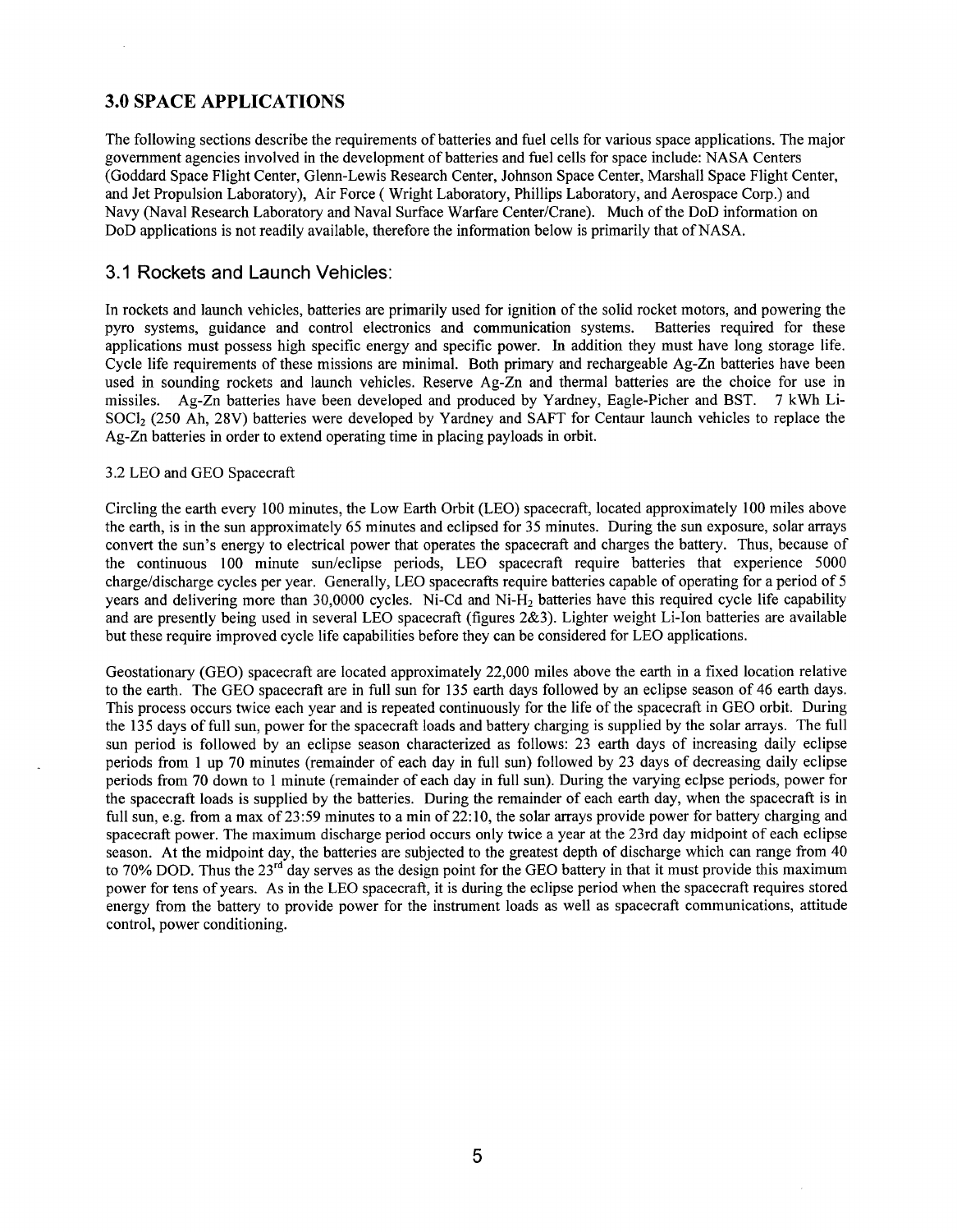## 3.0 SPACE APPLICATIONS

The following sections describe the requirements of batteries and fuel cells for various space applications. The major government agencies involved in the development of batteries and fuel cells for space include: NASA Centers (Goddard Space Flight Center, Glenn-Lewis Research Center, Johnson Space Center, Marshall Space Flight Center, and Jet Propulsion Laboratory), Air Force ( Wright Laboratory, Phillips Laboratory, and Aerospace Corp.) and Navy (Naval Research Laboratory and Naval Surface Warfare Center/Crane). Much of the DoD information on DoD applications is not readily available, therefore the information below is primarily that of NASA.

### 3.1 Rockets and Launch Vehicles:

In rockets and launch vehicles, batteries are primarily used for ignition of the solid rocket motors, and powering the pyro systems, guidance and control electronics and communication systems. Batteries required for these applications must possess high specific energy and specific power. In addition they must have long storage life. Cycle life requirements of these missions are minimal. Both primary and rechargeable Ag-Zn batteries have been used in sounding rockets and launch vehicles. Reserve Ag-Zn and thermal batteries are the choice for use in missiles. Ag-Zn batteries have been developed and produced by Yardney, Eagle-Picher and BST. 7 kWh Li-$SOCl_2$ (250 Ah, 28V) batteries were developed by Yardney and SAFT for Centaur launch vehicles to replace the Ag-Zn batteries in order to extend operating time in placing payloads in orbit.

### 3.2 LEO and GEO Spacecraft

Circling the earth every 100 minutes, the Low Earth Orbit (LEO) spacecraft, located approximately 100 miles above the earth, is in the sun approximately 65 minutes and eclipsed for 35 minutes. During the sun exposure, solar arrays convert the sun's energy to electrical power that operates the spacecraft and charges the battery. Thus, because of the continuous 100 minute sun/eclipse periods, LEO spacecraft require batteries that experience 5000 charge/discharge cycles per year. Generally, LEO spacecrafts require batteries capable of operating for a period of 5 years and delivering more than 30,0000 cycles. Ni-Cd and Ni-$H_2$ batteries have this required cycle life capability and are presently being used in several LEO spacecraft (figures 2&3). Lighter weight Li-Ion batteries are available but these require improved cycle life capabilities before they can be considered for LEO applications.

Geostationary (GEO) spacecraft are located approximately 22,000 miles above the earth in a fixed location relative to the earth. The GEO spacecraft are in full sun for 135 earth days followed by an eclipse season of 46 earth days. This process occurs twice each year and is repeated continuously for the life of the spacecraft in GEO orbit. During the 135 days of full sun, power for the spacecraft loads and battery charging is supplied by the solar arrays. The full sun period is followed by an eclipse season characterized as follows: 23 earth days of increasing daily eclipse periods from 1 up 70 minutes (remainder of each day in full sun) followed by 23 days of decreasing daily eclipse periods from 70 down to 1 minute (remainder of each day in full sun). During the varying eclpse periods, power for the spacecraft loads is supplied by the batteries. During the remainder of each earth day, when the spacecraft is in full sun, e.g. from a max of 23:59 minutes to a min of 22:10, the solar arrays provide power for battery charging and spacecraft power. The maximum discharge period occurs only twice a year at the 23rd day midpoint of each eclipse season. At the midpoint day, the batteries are subjected to the greatest depth of discharge which can range from 40 to 70% DOD. Thus the 23rd day serves as the design point for the GEO battery in that it must provide this maximum power for tens of years. As in the LEO spacecraft, it is during the eclipse period when the spacecraft requires stored energy from the battery to provide power for the instrument loads as well as spacecraft communications, attitude control, power conditioning.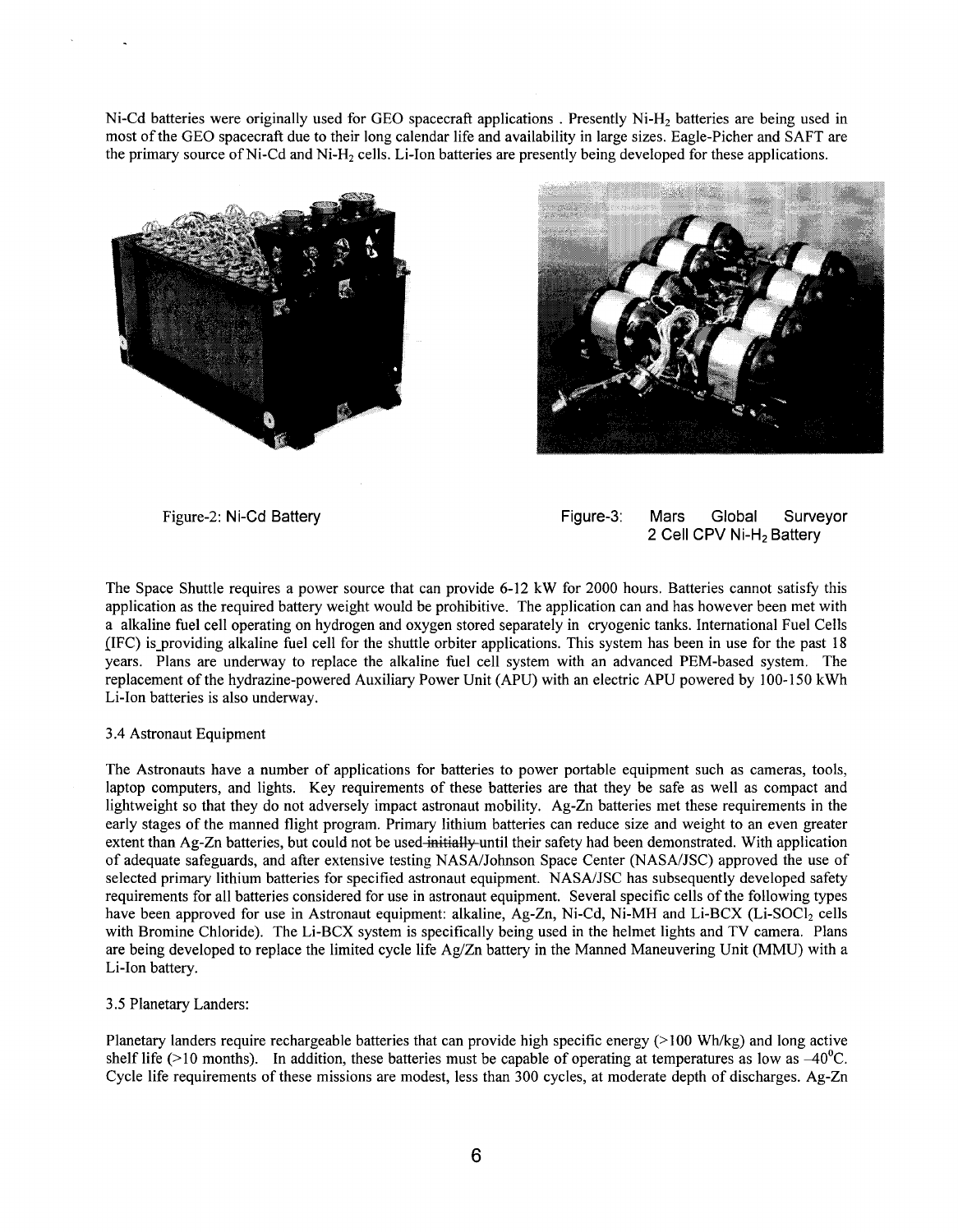Ni-Cd batteries were originally used for GEO spacecraft applications . Presently Ni-$H_2$ batteries are being used in most of the GEO spacecraft due to their long calendar life and availability in large sizes. Eagle-Picher and SAFT are the primary source of Ni-Cd and Ni-$H_2$ cells. Li-Ion batteries are presently being developed for these applications.

Figure-2: Ni-Cd Battery

Figure-3: Mars Global Surveyor 2 Cell CPV Ni-$H_2$ Battery

The Space Shuttle requires a power source that can provide 6-12 kW for 2000 hours. Batteries cannot satisfy this application as the required battery weight would be prohibitive. The application can and has however been met with a alkaline fuel cell operating on hydrogen and oxygen stored separately in cryogenic tanks. International Fuel Cells (IFC) is providing alkaline fuel cell for the shuttle orbiter applications. This system has been in use for the past 18 years. Plans are underway to replace the alkaline fuel cell system with an advanced PEM-based system. The replacement of the hydrazine-powered Auxiliary Power Unit (APU) with an electric APU powered by 100-150 kWh Li-Ion batteries is also underway.

3.4 Astronaut Equipment

The Astronauts have a number of applications for batteries to power portable equipment such as cameras, tools, laptop computers, and lights. Key requirements of these batteries are that they be safe as well as compact and lightweight so that they do not adversely impact astronaut mobility. Ag-Zn batteries met these requirements in the early stages of the manned flight program. Primary lithium batteries can reduce size and weight to an even greater extent than Ag-Zn batteries, but could not be used ~~initially~~ until their safety had been demonstrated. With application of adequate safeguards, and after extensive testing NASA/Johnson Space Center (NASA/JSC) approved the use of selected primary lithium batteries for specified astronaut equipment. NASA/JSC has subsequently developed safety requirements for all batteries considered for use in astronaut equipment. Several specific cells of the following types have been approved for use in Astronaut equipment: alkaline, Ag-Zn, Ni-Cd, Ni-MH and Li-BCX (Li-$SOCl_2$ cells with Bromine Chloride). The Li-BCX system is specifically being used in the helmet lights and TV camera. Plans are being developed to replace the limited cycle life Ag/Zn battery in the Manned Maneuvering Unit (MMU) with a Li-Ion battery.

3.5 Planetary Landers:

Planetary landers require rechargeable batteries that can provide high specific energy (>100 Wh/kg) and long active shelf life (>10 months). In addition, these batteries must be capable of operating at temperatures as low as –40°C. Cycle life requirements of these missions are modest, less than 300 cycles, at moderate depth of discharges. Ag-Zn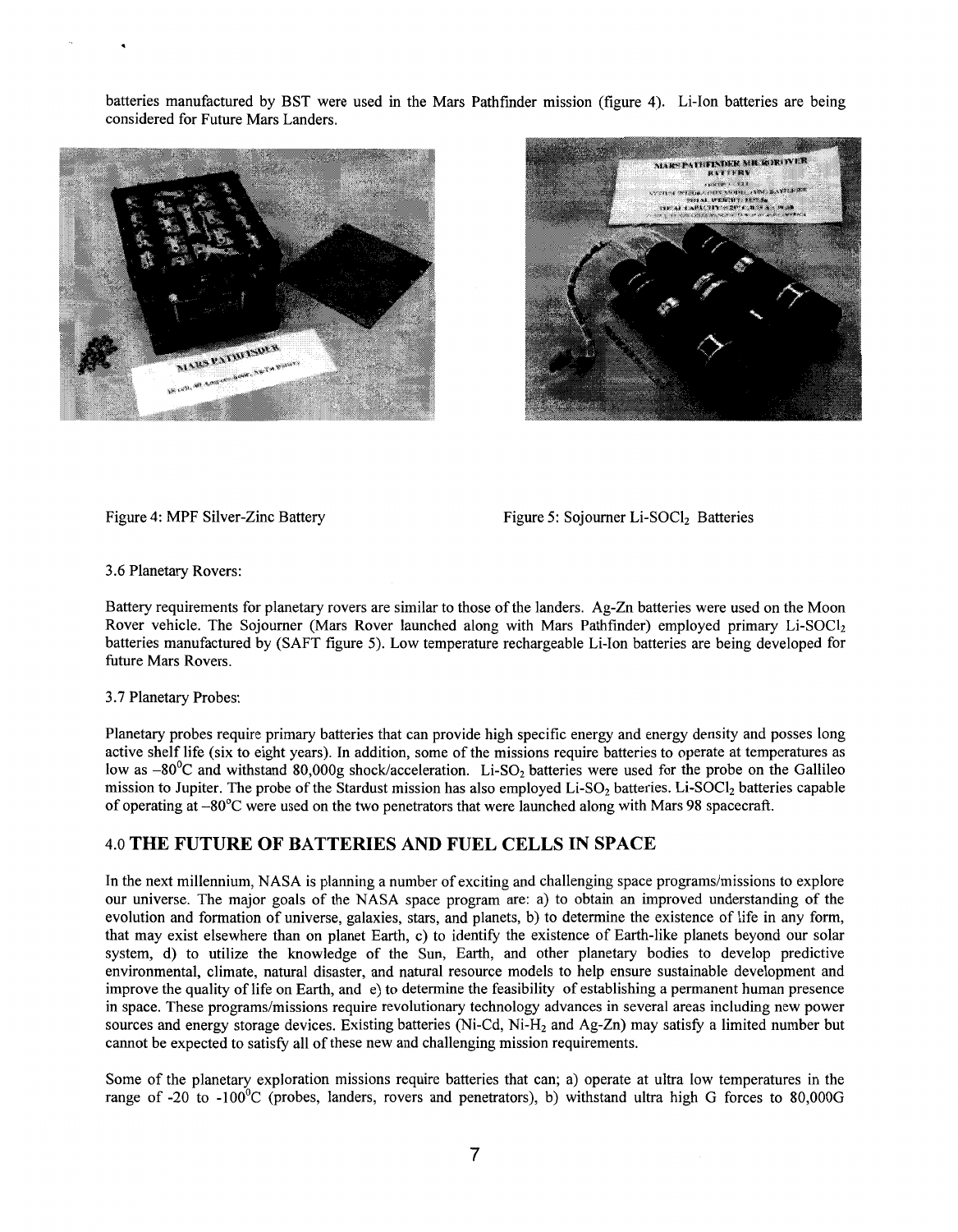batteries manufactured by BST were used in the Mars Pathfinder mission (figure 4). Li-Ion batteries are being considered for Future Mars Landers.

Figure 4: MPF Silver-Zinc Battery

Figure 5: Sojourner Li-$SOCl_2$ Batteries

3.6 Planetary Rovers:

Battery requirements for planetary rovers are similar to those of the landers. Ag-Zn batteries were used on the Moon Rover vehicle. The Sojourner (Mars Rover launched along with Mars Pathfinder) employed primary Li-$SOCl_2$ batteries manufactured by (SAFT figure 5). Low temperature rechargeable Li-Ion batteries are being developed for future Mars Rovers.

3.7 Planetary Probes:

Planetary probes require primary batteries that can provide high specific energy and energy density and posses long active shelf life (six to eight years). In addition, some of the missions require batteries to operate at temperatures as low as $-80^0C$ and withstand 80,000g shock/acceleration. Li-$SO_2$ batteries were used for the probe on the Gallileo mission to Jupiter. The probe of the Stardust mission has also employed Li-$SO_2$ batteries. Li-$SOCl_2$ batteries capable of operating at $-80^oC$ were used on the two penetrators that were launched along with Mars 98 spacecraft.

## 4.0 THE FUTURE OF BATTERIES AND FUEL CELLS IN SPACE

In the next millennium, NASA is planning a number of exciting and challenging space programs/missions to explore our universe. The major goals of the NASA space program are: a) to obtain an improved understanding of the evolution and formation of universe, galaxies, stars, and planets, b) to determine the existence of life in any form, that may exist elsewhere than on planet Earth, c) to identify the existence of Earth-like planets beyond our solar system, d) to utilize the knowledge of the Sun, Earth, and other planetary bodies to develop predictive environmental, climate, natural disaster, and natural resource models to help ensure sustainable development and improve the quality of life on Earth, and e) to determine the feasibility of establishing a permanent human presence in space. These programs/missions require revolutionary technology advances in several areas including new power sources and energy storage devices. Existing batteries (Ni-Cd, Ni-$H_2$ and Ag-Zn) may satisfy a limited number but cannot be expected to satisfy all of these new and challenging mission requirements.

Some of the planetary exploration missions require batteries that can; a) operate at ultra low temperatures in the range of -20 to $-100^0C$ (probes, landers, rovers and penetrators), b) withstand ultra high G forces to 80,000G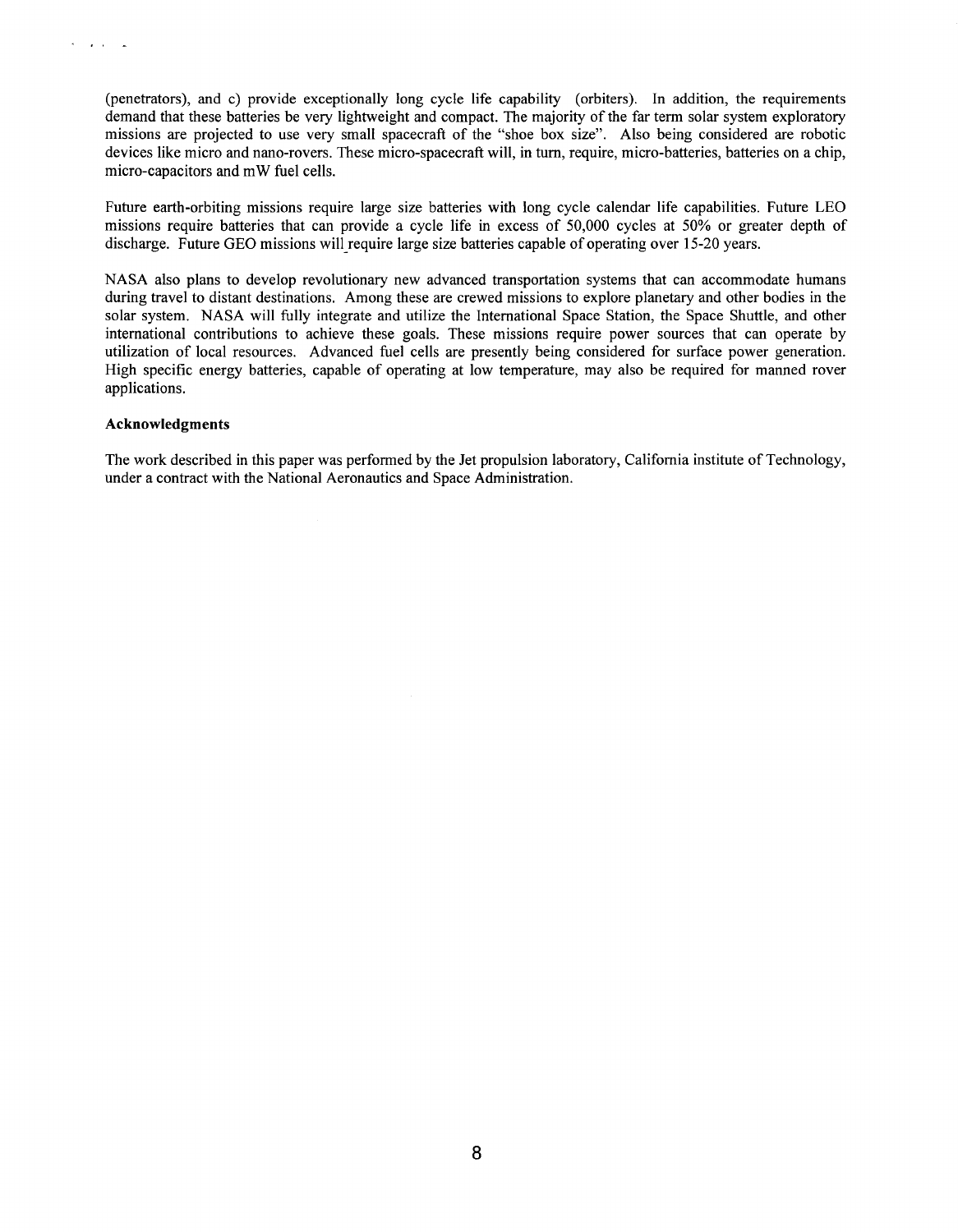(penetrators), and c) provide exceptionally long cycle life capability (orbiters). In addition, the requirements demand that these batteries be very lightweight and compact. The majority of the far term solar system exploratory missions are projected to use very small spacecraft of the "shoe box size". Also being considered are robotic devices like micro and nano-rovers. These micro-spacecraft will, in turn, require, micro-batteries, batteries on a chip, micro-capacitors and mW fuel cells.

Future earth-orbiting missions require large size batteries with long cycle calendar life capabilities. Future LEO missions require batteries that can provide a cycle life in excess of 50,000 cycles at 50% or greater depth of discharge. Future GEO missions will require large size batteries capable of operating over 15-20 years.

NASA also plans to develop revolutionary new advanced transportation systems that can accommodate humans during travel to distant destinations. Among these are crewed missions to explore planetary and other bodies in the solar system. NASA will fully integrate and utilize the International Space Station, the Space Shuttle, and other international contributions to achieve these goals. These missions require power sources that can operate by utilization of local resources. Advanced fuel cells are presently being considered for surface power generation. High specific energy batteries, capable of operating at low temperature, may also be required for manned rover applications.

**Acknowledgments**

The work described in this paper was performed by the Jet propulsion laboratory, California institute of Technology, under a contract with the National Aeronautics and Space Administration.